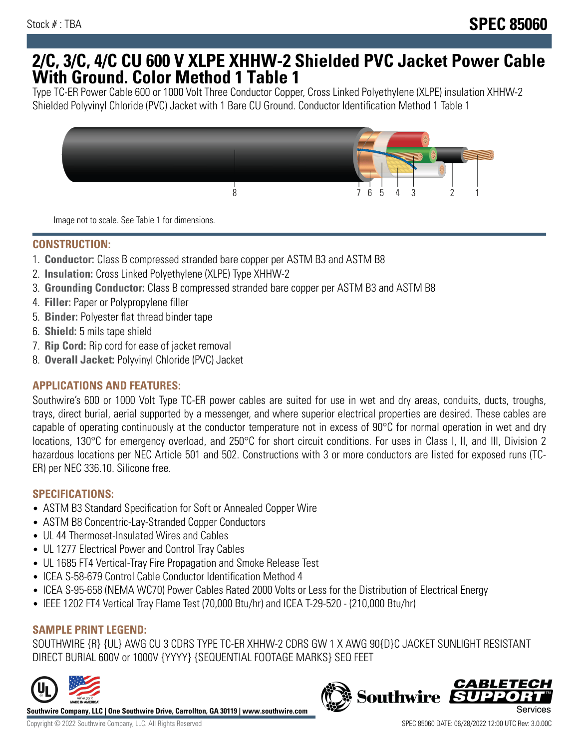Stock # : TBA

# SPEC 85060

# 2/C, 3/C, 4/C CU 600 V XLPE XHHW-2 Shielded PVC Jacket Power Cable With Ground. Color Method 1 Table 1

Type TC-ER Power Cable 600 or 1000 Volt Three Conductor Copper, Cross Linked Polyethylene (XLPE) insulation XHHW-2 Shielded Polyvinyl Chloride (PVC) Jacket with 1 Bare CU Ground. Conductor Identification Method 1 Table 1

8 7 6 5 4 3 2 1

Image not to scale. See Table 1 for dimensions.

## CONSTRUCTION:

1. **Conductor:** Class B compressed stranded bare copper per ASTM B3 and ASTM B8
2. **Insulation:** Cross Linked Polyethylene (XLPE) Type XHHW-2
3. **Grounding Conductor:** Class B compressed stranded bare copper per ASTM B3 and ASTM B8
4. **Filler:** Paper or Polypropylene filler
5. **Binder:** Polyester flat thread binder tape
6. **Shield:** 5 mils tape shield
7. **Rip Cord:** Rip cord for ease of jacket removal
8. **Overall Jacket:** Polyvinyl Chloride (PVC) Jacket

## APPLICATIONS AND FEATURES:

Southwire's 600 or 1000 Volt Type TC-ER power cables are suited for use in wet and dry areas, conduits, ducts, troughs, trays, direct burial, aerial supported by a messenger, and where superior electrical properties are desired. These cables are capable of operating continuously at the conductor temperature not in excess of 90°C for normal operation in wet and dry locations, 130°C for emergency overload, and 250°C for short circuit conditions. For uses in Class I, II, and III, Division 2 hazardous locations per NEC Article 501 and 502. Constructions with 3 or more conductors are listed for exposed runs (TC-ER) per NEC 336.10. Silicone free.

## SPECIFICATIONS:

- ASTM B3 Standard Specification for Soft or Annealed Copper Wire
- ASTM B8 Concentric-Lay-Stranded Copper Conductors
- UL 44 Thermoset-Insulated Wires and Cables
- UL 1277 Electrical Power and Control Tray Cables
- UL 1685 FT4 Vertical-Tray Fire Propagation and Smoke Release Test
- ICEA S-58-679 Control Cable Conductor Identification Method 4
- ICEA S-95-658 (NEMA WC70) Power Cables Rated 2000 Volts or Less for the Distribution of Electrical Energy
- IEEE 1202 FT4 Vertical Tray Flame Test (70,000 Btu/hr) and ICEA T-29-520 - (210,000 Btu/hr)

## SAMPLE PRINT LEGEND:

SOUTHWIRE {R} {UL} AWG CU 3 CDRS TYPE TC-ER XHHW-2 CDRS GW 1 X AWG 90{D}C JACKET SUNLIGHT RESISTANT DIRECT BURIAL 600V or 1000V {YYYY} {SEQUENTIAL FOOTAGE MARKS} SEQ FEET

**Southwire Company, LLC | One Southwire Drive, Carrollton, GA 30119 | www.southwire.com**

Copyright © 2022 Southwire Company, LLC. All Rights Reserved

SPEC 85060 DATE: 06/28/2022 12:00 UTC Rev: 3.0.00C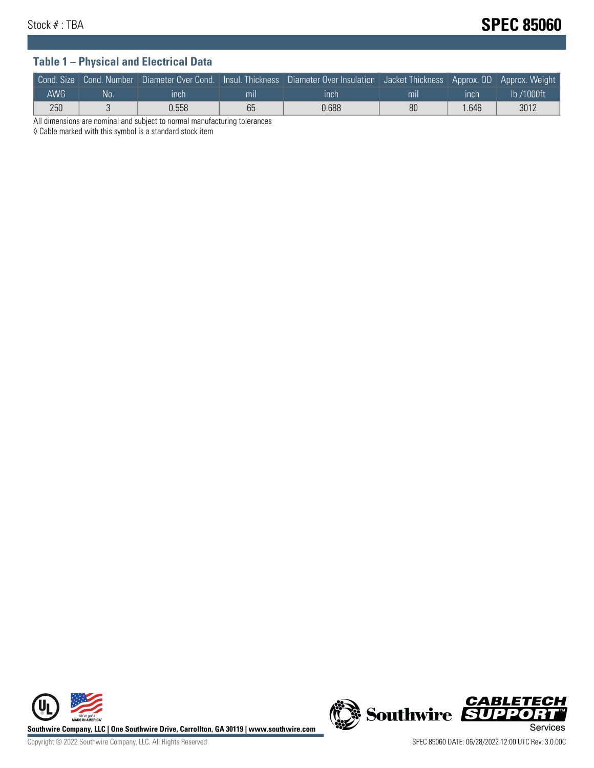## Table 1 – Physical and Electrical Data

| Cond. Size | Cond. Number | Diameter Over Cond. | Insul. Thickness | Diameter Over Insulation | Jacket Thickness | Approx. OD | Approx. Weight |
|---|---|---|---|---|---|---|---|
| AWG | No. | inch | mil | inch | mil | inch | lb /1000ft |
| 250 | 3 | 0.558 | 65 | 0.688 | 80 | 1.646 | 3012 |

All dimensions are nominal and subject to normal manufacturing tolerances

◊ Cable marked with this symbol is a standard stock item